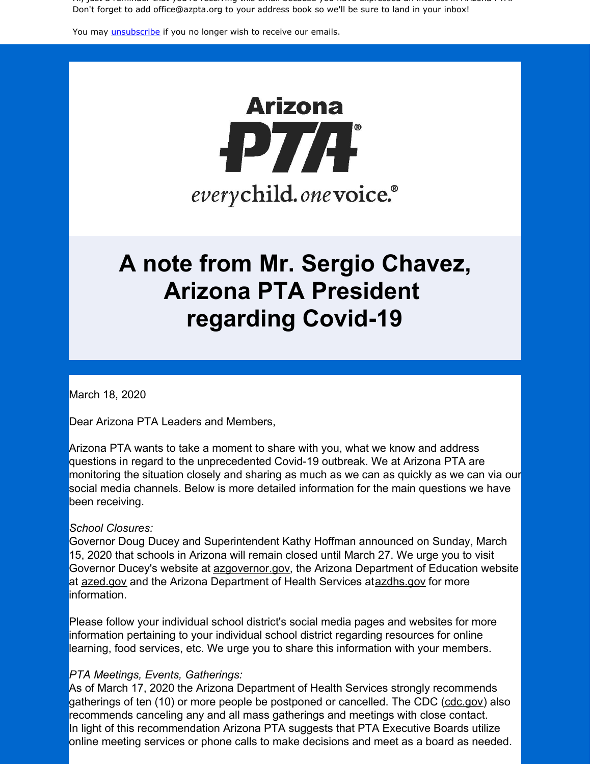Hi, just a reminder that you're receiving this email because you have expressed an interest in Arizona PTA. Don't forget to add office@azpta.org to your address book so we'll be sure to land in your inbox!

You may unsubscribe if you no longer wish to receive our emails.

Arizona PTA®

everychild. onevoice.®

# A note from Mr. Sergio Chavez, Arizona PTA President regarding Covid-19

March 18, 2020

Dear Arizona PTA Leaders and Members,

Arizona PTA wants to take a moment to share with you, what we know and address questions in regard to the unprecedented Covid-19 outbreak. We at Arizona PTA are monitoring the situation closely and sharing as much as we can as quickly as we can via our social media channels. Below is more detailed information for the main questions we have been receiving.

*School Closures:*
Governor Doug Ducey and Superintendent Kathy Hoffman announced on Sunday, March 15, 2020 that schools in Arizona will remain closed until March 27. We urge you to visit Governor Ducey's website at azgovernor.gov, the Arizona Department of Education website at azed.gov and the Arizona Department of Health Services atazdhs.gov for more information.

Please follow your individual school district's social media pages and websites for more information pertaining to your individual school district regarding resources for online learning, food services, etc. We urge you to share this information with your members.

*PTA Meetings, Events, Gatherings:*
As of March 17, 2020 the Arizona Department of Health Services strongly recommends gatherings of ten (10) or more people be postponed or cancelled. The CDC (cdc.gov) also recommends canceling any and all mass gatherings and meetings with close contact. In light of this recommendation Arizona PTA suggests that PTA Executive Boards utilize online meeting services or phone calls to make decisions and meet as a board as needed.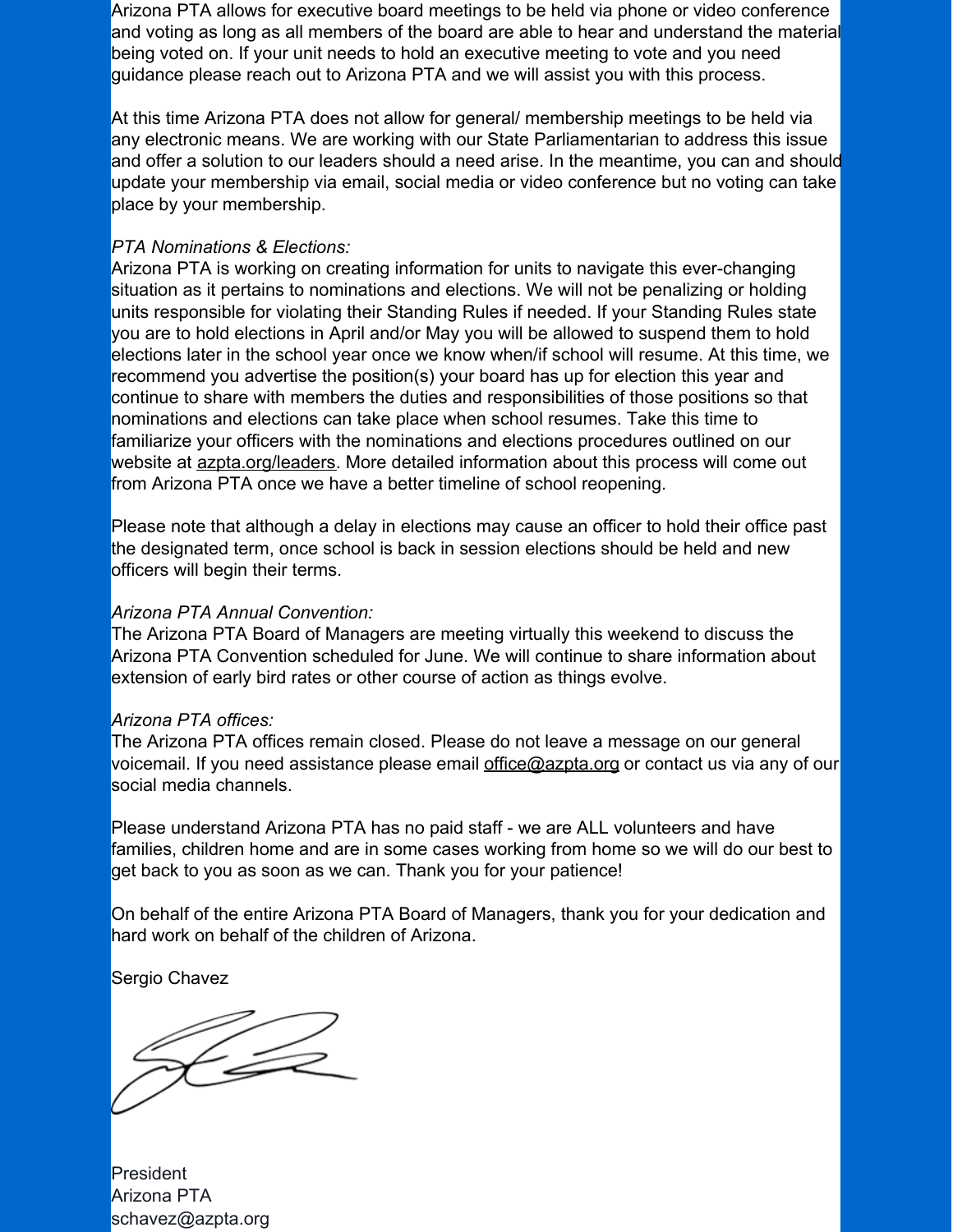Arizona PTA allows for executive board meetings to be held via phone or video conference and voting as long as all members of the board are able to hear and understand the material being voted on. If your unit needs to hold an executive meeting to vote and you need guidance please reach out to Arizona PTA and we will assist you with this process.

At this time Arizona PTA does not allow for general/ membership meetings to be held via any electronic means. We are working with our State Parliamentarian to address this issue and offer a solution to our leaders should a need arise. In the meantime, you can and should update your membership via email, social media or video conference but no voting can take place by your membership.

*PTA Nominations & Elections:*
Arizona PTA is working on creating information for units to navigate this ever-changing situation as it pertains to nominations and elections. We will not be penalizing or holding units responsible for violating their Standing Rules if needed. If your Standing Rules state you are to hold elections in April and/or May you will be allowed to suspend them to hold elections later in the school year once we know when/if school will resume. At this time, we recommend you advertise the position(s) your board has up for election this year and continue to share with members the duties and responsibilities of those positions so that nominations and elections can take place when school resumes. Take this time to familiarize your officers with the nominations and elections procedures outlined on our website at azpta.org/leaders. More detailed information about this process will come out from Arizona PTA once we have a better timeline of school reopening.

Please note that although a delay in elections may cause an officer to hold their office past the designated term, once school is back in session elections should be held and new officers will begin their terms.

*Arizona PTA Annual Convention:*
The Arizona PTA Board of Managers are meeting virtually this weekend to discuss the Arizona PTA Convention scheduled for June. We will continue to share information about extension of early bird rates or other course of action as things evolve.

*Arizona PTA offices:*
The Arizona PTA offices remain closed. Please do not leave a message on our general voicemail. If you need assistance please email office@azpta.org or contact us via any of our social media channels.

Please understand Arizona PTA has no paid staff - we are ALL volunteers and have families, children home and are in some cases working from home so we will do our best to get back to you as soon as we can. Thank you for your patience!

On behalf of the entire Arizona PTA Board of Managers, thank you for your dedication and hard work on behalf of the children of Arizona.

Sergio Chavez

President
Arizona PTA
schavez@azpta.org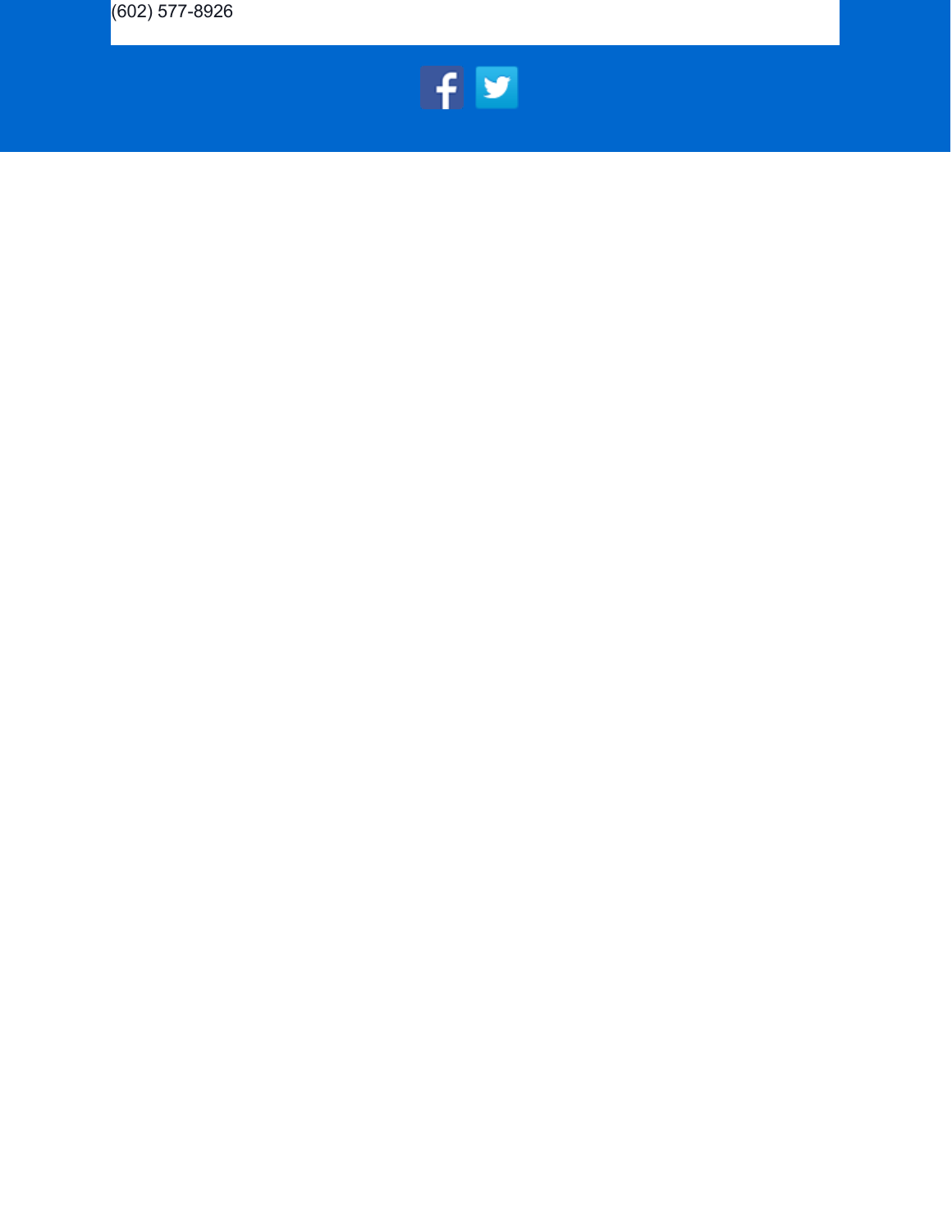(602) 577-8926